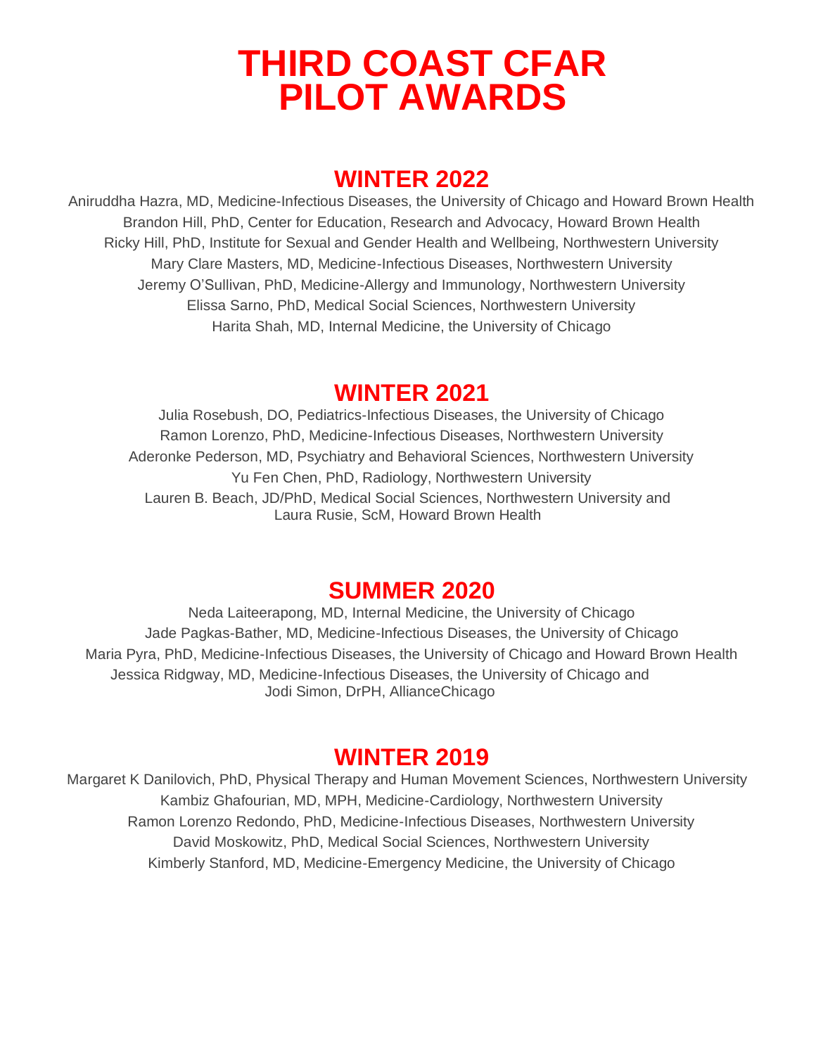# THIRD COAST CFAR PILOT AWARDS

## WINTER 2022

Aniruddha Hazra, MD, Medicine-Infectious Diseases, the University of Chicago and Howard Brown Health
Brandon Hill, PhD, Center for Education, Research and Advocacy, Howard Brown Health
Ricky Hill, PhD, Institute for Sexual and Gender Health and Wellbeing, Northwestern University
Mary Clare Masters, MD, Medicine-Infectious Diseases, Northwestern University
Jeremy O'Sullivan, PhD, Medicine-Allergy and Immunology, Northwestern University
Elissa Sarno, PhD, Medical Social Sciences, Northwestern University
Harita Shah, MD, Internal Medicine, the University of Chicago

## WINTER 2021

Julia Rosebush, DO, Pediatrics-Infectious Diseases, the University of Chicago
Ramon Lorenzo, PhD, Medicine-Infectious Diseases, Northwestern University
Aderonke Pederson, MD, Psychiatry and Behavioral Sciences, Northwestern University
Yu Fen Chen, PhD, Radiology, Northwestern University
Lauren B. Beach, JD/PhD, Medical Social Sciences, Northwestern University and Laura Rusie, ScM, Howard Brown Health

## SUMMER 2020

Neda Laiteerapong, MD, Internal Medicine, the University of Chicago
Jade Pagkas-Bather, MD, Medicine-Infectious Diseases, the University of Chicago
Maria Pyra, PhD, Medicine-Infectious Diseases, the University of Chicago and Howard Brown Health
Jessica Ridgway, MD, Medicine-Infectious Diseases, the University of Chicago and Jodi Simon, DrPH, AllianceChicago

## WINTER 2019

Margaret K Danilovich, PhD, Physical Therapy and Human Movement Sciences, Northwestern University
Kambiz Ghafourian, MD, MPH, Medicine-Cardiology, Northwestern University
Ramon Lorenzo Redondo, PhD, Medicine-Infectious Diseases, Northwestern University
David Moskowitz, PhD, Medical Social Sciences, Northwestern University
Kimberly Stanford, MD, Medicine-Emergency Medicine, the University of Chicago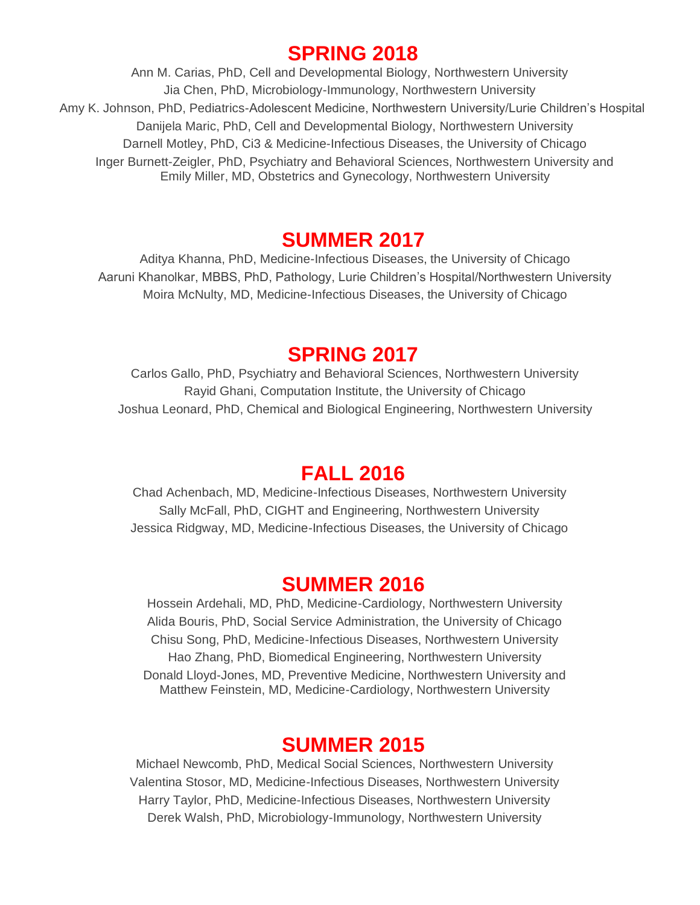## SPRING 2018

Ann M. Carias, PhD, Cell and Developmental Biology, Northwestern University

Jia Chen, PhD, Microbiology-Immunology, Northwestern University

Amy K. Johnson, PhD, Pediatrics-Adolescent Medicine, Northwestern University/Lurie Children's Hospital

Danijela Maric, PhD, Cell and Developmental Biology, Northwestern University

Darnell Motley, PhD, Ci3 & Medicine-Infectious Diseases, the University of Chicago

Inger Burnett-Zeigler, PhD, Psychiatry and Behavioral Sciences, Northwestern University and
Emily Miller, MD, Obstetrics and Gynecology, Northwestern University

## SUMMER 2017

Aditya Khanna, PhD, Medicine-Infectious Diseases, the University of Chicago

Aaruni Khanolkar, MBBS, PhD, Pathology, Lurie Children's Hospital/Northwestern University

Moira McNulty, MD, Medicine-Infectious Diseases, the University of Chicago

## SPRING 2017

Carlos Gallo, PhD, Psychiatry and Behavioral Sciences, Northwestern University

Rayid Ghani, Computation Institute, the University of Chicago

Joshua Leonard, PhD, Chemical and Biological Engineering, Northwestern University

## FALL 2016

Chad Achenbach, MD, Medicine-Infectious Diseases, Northwestern University

Sally McFall, PhD, CIGHT and Engineering, Northwestern University

Jessica Ridgway, MD, Medicine-Infectious Diseases, the University of Chicago

## SUMMER 2016

Hossein Ardehali, MD, PhD, Medicine-Cardiology, Northwestern University

Alida Bouris, PhD, Social Service Administration, the University of Chicago

Chisu Song, PhD, Medicine-Infectious Diseases, Northwestern University

Hao Zhang, PhD, Biomedical Engineering, Northwestern University

Donald Lloyd-Jones, MD, Preventive Medicine, Northwestern University and
Matthew Feinstein, MD, Medicine-Cardiology, Northwestern University

## SUMMER 2015

Michael Newcomb, PhD, Medical Social Sciences, Northwestern University

Valentina Stosor, MD, Medicine-Infectious Diseases, Northwestern University

Harry Taylor, PhD, Medicine-Infectious Diseases, Northwestern University

Derek Walsh, PhD, Microbiology-Immunology, Northwestern University